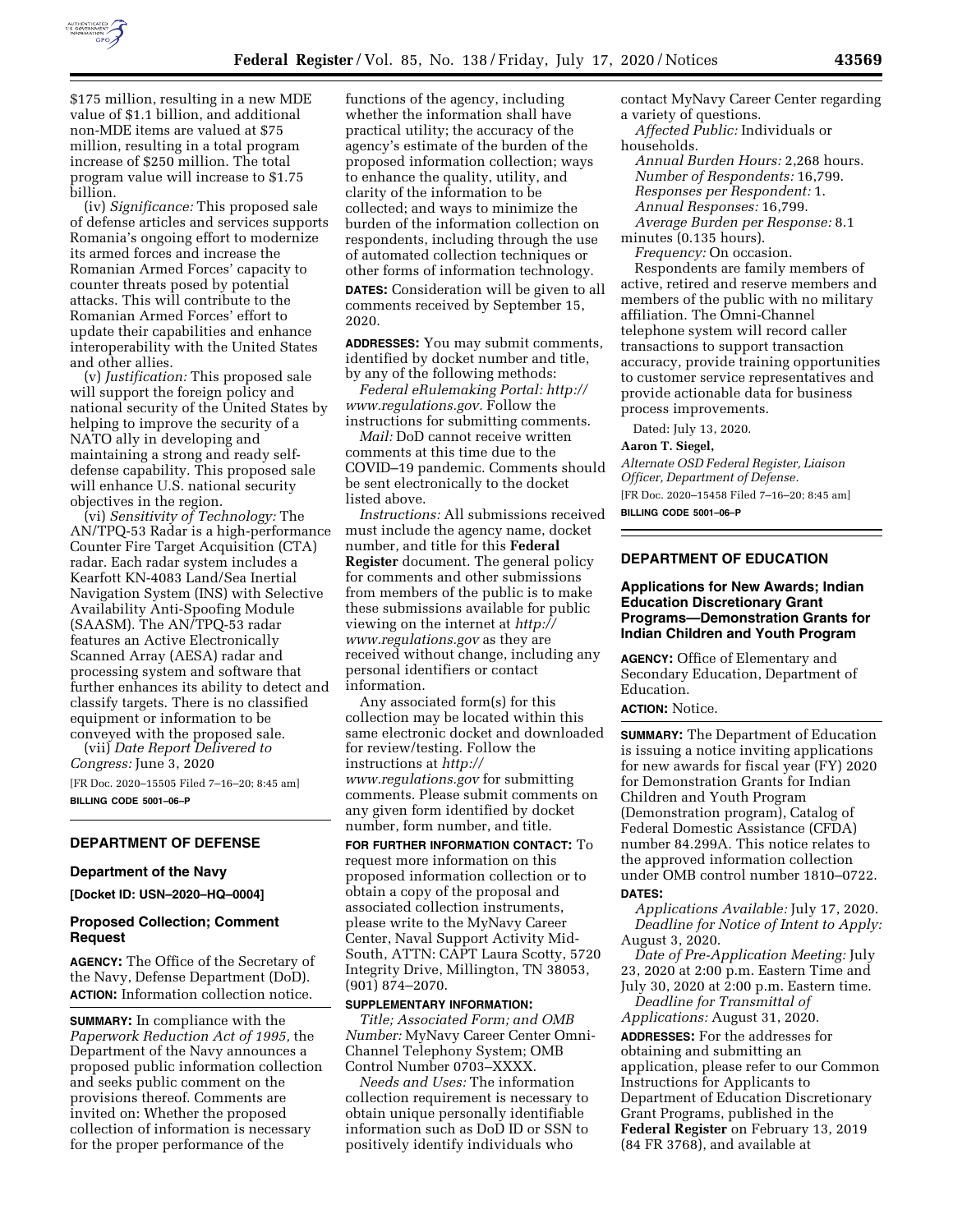$175 million, resulting in a new MDE value of $1.1 billion, and additional non-MDE items are valued at $75 million, resulting in a total program increase of $250 million. The total program value will increase to $1.75 billion.

(iv) *Significance:* This proposed sale of defense articles and services supports Romania's ongoing effort to modernize its armed forces and increase the Romanian Armed Forces' capacity to counter threats posed by potential attacks. This will contribute to the Romanian Armed Forces' effort to update their capabilities and enhance interoperability with the United States and other allies.

(v) *Justification:* This proposed sale will support the foreign policy and national security of the United States by helping to improve the security of a NATO ally in developing and maintaining a strong and ready self-defense capability. This proposed sale will enhance U.S. national security objectives in the region.

(vi) *Sensitivity of Technology:* The AN/TPQ-53 Radar is a high-performance Counter Fire Target Acquisition (CTA) radar. Each radar system includes a Kearfott KN-4083 Land/Sea Inertial Navigation System (INS) with Selective Availability Anti-Spoofing Module (SAASM). The AN/TPQ-53 radar features an Active Electronically Scanned Array (AESA) radar and processing system and software that further enhances its ability to detect and classify targets. There is no classified equipment or information to be conveyed with the proposed sale.

(vii) *Date Report Delivered to Congress:* June 3, 2020

[FR Doc. 2020–15505 Filed 7–16–20; 8:45 am]

**BILLING CODE 5001–06–P**

## DEPARTMENT OF DEFENSE

### Department of the Navy

**[Docket ID: USN–2020–HQ–0004]**

### Proposed Collection; Comment Request

**AGENCY:** The Office of the Secretary of the Navy, Defense Department (DoD).

**ACTION:** Information collection notice.

**SUMMARY:** In compliance with the *Paperwork Reduction Act of 1995,* the Department of the Navy announces a proposed public information collection and seeks public comment on the provisions thereof. Comments are invited on: Whether the proposed collection of information is necessary for the proper performance of the functions of the agency, including whether the information shall have practical utility; the accuracy of the agency's estimate of the burden of the proposed information collection; ways to enhance the quality, utility, and clarity of the information to be collected; and ways to minimize the burden of the information collection on respondents, including through the use of automated collection techniques or other forms of information technology.

**DATES:** Consideration will be given to all comments received by September 15, 2020.

**ADDRESSES:** You may submit comments, identified by docket number and title, by any of the following methods:

*Federal eRulemaking Portal: http://www.regulations.gov.* Follow the instructions for submitting comments.

*Mail:* DoD cannot receive written comments at this time due to the COVID–19 pandemic. Comments should be sent electronically to the docket listed above.

*Instructions:* All submissions received must include the agency name, docket number, and title for this **Federal Register** document. The general policy for comments and other submissions from members of the public is to make these submissions available for public viewing on the internet at *http://www.regulations.gov* as they are received without change, including any personal identifiers or contact information.

Any associated form(s) for this collection may be located within this same electronic docket and downloaded for review/testing. Follow the instructions at *http://www.regulations.gov* for submitting comments. Please submit comments on any given form identified by docket number, form number, and title.

**FOR FURTHER INFORMATION CONTACT:** To request more information on this proposed information collection or to obtain a copy of the proposal and associated collection instruments, please write to the MyNavy Career Center, Naval Support Activity Mid-South, ATTN: CAPT Laura Scotty, 5720 Integrity Drive, Millington, TN 38053, (901) 874–2070.

**SUPPLEMENTARY INFORMATION:**

*Title; Associated Form; and OMB Number:* MyNavy Career Center Omni-Channel Telephony System; OMB Control Number 0703–XXXX.

*Needs and Uses:* The information collection requirement is necessary to obtain unique personally identifiable information such as DoD ID or SSN to positively identify individuals who contact MyNavy Career Center regarding a variety of questions.

*Affected Public:* Individuals or households.

*Annual Burden Hours:* 2,268 hours.

*Number of Respondents:* 16,799.

*Responses per Respondent:* 1.

*Annual Responses:* 16,799.

*Average Burden per Response:* 8.1 minutes (0.135 hours).

*Frequency:* On occasion.

Respondents are family members of active, retired and reserve members and members of the public with no military affiliation. The Omni-Channel telephone system will record caller transactions to support transaction accuracy, provide training opportunities to customer service representatives and provide actionable data for business process improvements.

Dated: July 13, 2020.

**Aaron T. Siegel,**

*Alternate OSD Federal Register, Liaison Officer, Department of Defense.*

[FR Doc. 2020–15458 Filed 7–16–20; 8:45 am]

**BILLING CODE 5001–06–P**

## DEPARTMENT OF EDUCATION

### Applications for New Awards; Indian Education Discretionary Grant Programs—Demonstration Grants for Indian Children and Youth Program

**AGENCY:** Office of Elementary and Secondary Education, Department of Education.

**ACTION:** Notice.

**SUMMARY:** The Department of Education is issuing a notice inviting applications for new awards for fiscal year (FY) 2020 for Demonstration Grants for Indian Children and Youth Program (Demonstration program), Catalog of Federal Domestic Assistance (CFDA) number 84.299A. This notice relates to the approved information collection under OMB control number 1810–0722.

**DATES:**

*Applications Available:* July 17, 2020.

*Deadline for Notice of Intent to Apply:* August 3, 2020.

*Date of Pre-Application Meeting:* July 23, 2020 at 2:00 p.m. Eastern Time and July 30, 2020 at 2:00 p.m. Eastern time.

*Deadline for Transmittal of Applications:* August 31, 2020.

**ADDRESSES:** For the addresses for obtaining and submitting an application, please refer to our Common Instructions for Applicants to Department of Education Discretionary Grant Programs, published in the **Federal Register** on February 13, 2019 (84 FR 3768), and available at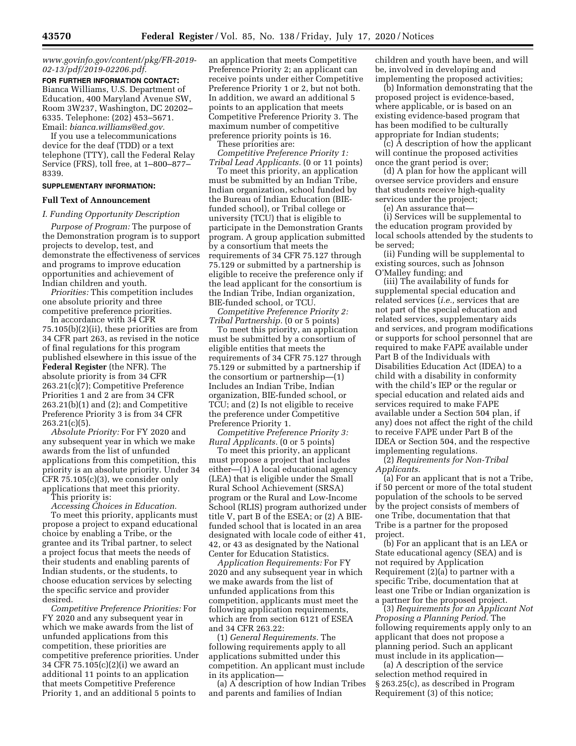*www.govinfo.gov/content/pkg/FR-2019-02-13/pdf/2019-02206.pdf.*

**FOR FURTHER INFORMATION CONTACT:** Bianca Williams, U.S. Department of Education, 400 Maryland Avenue SW, Room 3W237, Washington, DC 20202–6335. Telephone: (202) 453–5671. Email: *bianca.williams@ed.gov.*

If you use a telecommunications device for the deaf (TDD) or a text telephone (TTY), call the Federal Relay Service (FRS), toll free, at 1–800–877–8339.

**SUPPLEMENTARY INFORMATION:**

**Full Text of Announcement**

*I. Funding Opportunity Description*

*Purpose of Program:* The purpose of the Demonstration program is to support projects to develop, test, and demonstrate the effectiveness of services and programs to improve education opportunities and achievement of Indian children and youth.

*Priorities:* This competition includes one absolute priority and three competitive preference priorities.

In accordance with 34 CFR 75.105(b)(2)(ii), these priorities are from 34 CFR part 263, as revised in the notice of final regulations for this program published elsewhere in this issue of the **Federal Register** (the NFR). The absolute priority is from 34 CFR 263.21(c)(7); Competitive Preference Priorities 1 and 2 are from 34 CFR 263.21(b)(1) and (2); and Competitive Preference Priority 3 is from 34 CFR 263.21(c)(5).

*Absolute Priority:* For FY 2020 and any subsequent year in which we make awards from the list of unfunded applications from this competition, this priority is an absolute priority. Under 34 CFR 75.105(c)(3), we consider only applications that meet this priority.

This priority is:

*Accessing Choices in Education.*

To meet this priority, applicants must propose a project to expand educational choice by enabling a Tribe, or the grantee and its Tribal partner, to select a project focus that meets the needs of their students and enabling parents of Indian students, or the students, to choose education services by selecting the specific service and provider desired.

*Competitive Preference Priorities:* For FY 2020 and any subsequent year in which we make awards from the list of unfunded applications from this competition, these priorities are competitive preference priorities. Under 34 CFR 75.105(c)(2)(i) we award an additional 11 points to an application that meets Competitive Preference Priority 1, and an additional 5 points to an application that meets Competitive Preference Priority 2; an applicant can receive points under either Competitive Preference Priority 1 or 2, but not both. In addition, we award an additional 5 points to an application that meets Competitive Preference Priority 3. The maximum number of competitive preference priority points is 16.

These priorities are:

*Competitive Preference Priority 1: Tribal Lead Applicants.* (0 or 11 points)

To meet this priority, an application must be submitted by an Indian Tribe, Indian organization, school funded by the Bureau of Indian Education (BIE-funded school), or Tribal college or university (TCU) that is eligible to participate in the Demonstration Grants program. A group application submitted by a consortium that meets the requirements of 34 CFR 75.127 through 75.129 or submitted by a partnership is eligible to receive the preference only if the lead applicant for the consortium is the Indian Tribe, Indian organization, BIE-funded school, or TCU.

*Competitive Preference Priority 2: Tribal Partnership.* (0 or 5 points)

To meet this priority, an application must be submitted by a consortium of eligible entities that meets the requirements of 34 CFR 75.127 through 75.129 or submitted by a partnership if the consortium or partnership—(1) Includes an Indian Tribe, Indian organization, BIE-funded school, or TCU; and (2) Is not eligible to receive the preference under Competitive Preference Priority 1.

*Competitive Preference Priority 3: Rural Applicants.* (0 or 5 points)

To meet this priority, an applicant must propose a project that includes either—(1) A local educational agency (LEA) that is eligible under the Small Rural School Achievement (SRSA) program or the Rural and Low-Income School (RLIS) program authorized under title V, part B of the ESEA; or (2) A BIE-funded school that is located in an area designated with locale code of either 41, 42, or 43 as designated by the National Center for Education Statistics.

*Application Requirements:* For FY 2020 and any subsequent year in which we make awards from the list of unfunded applications from this competition, applicants must meet the following application requirements, which are from section 6121 of ESEA and 34 CFR 263.22:

(1) *General Requirements.* The following requirements apply to all applications submitted under this competition. An applicant must include in its application—

(a) A description of how Indian Tribes and parents and families of Indian children and youth have been, and will be, involved in developing and implementing the proposed activities;

(b) Information demonstrating that the proposed project is evidence-based, where applicable, or is based on an existing evidence-based program that has been modified to be culturally appropriate for Indian students;

(c) A description of how the applicant will continue the proposed activities once the grant period is over;

(d) A plan for how the applicant will oversee service providers and ensure that students receive high-quality services under the project;

(e) An assurance that—

(i) Services will be supplemental to the education program provided by local schools attended by the students to be served;

(ii) Funding will be supplemental to existing sources, such as Johnson O'Malley funding; and

(iii) The availability of funds for supplemental special education and related services (*i.e.,* services that are not part of the special education and related services, supplementary aids and services, and program modifications or supports for school personnel that are required to make FAPE available under Part B of the Individuals with Disabilities Education Act (IDEA) to a child with a disability in conformity with the child's IEP or the regular or special education and related aids and services required to make FAPE available under a Section 504 plan, if any) does not affect the right of the child to receive FAPE under Part B of the IDEA or Section 504, and the respective implementing regulations.

(2) *Requirements for Non-Tribal Applicants.*

(a) For an applicant that is not a Tribe, if 50 percent or more of the total student population of the schools to be served by the project consists of members of one Tribe, documentation that that Tribe is a partner for the proposed project.

(b) For an applicant that is an LEA or State educational agency (SEA) and is not required by Application Requirement (2)(a) to partner with a specific Tribe, documentation that at least one Tribe or Indian organization is a partner for the proposed project.

(3) *Requirements for an Applicant Not Proposing a Planning Period.* The following requirements apply only to an applicant that does not propose a planning period. Such an applicant must include in its application—

(a) A description of the service selection method required in § 263.25(c), as described in Program Requirement (3) of this notice;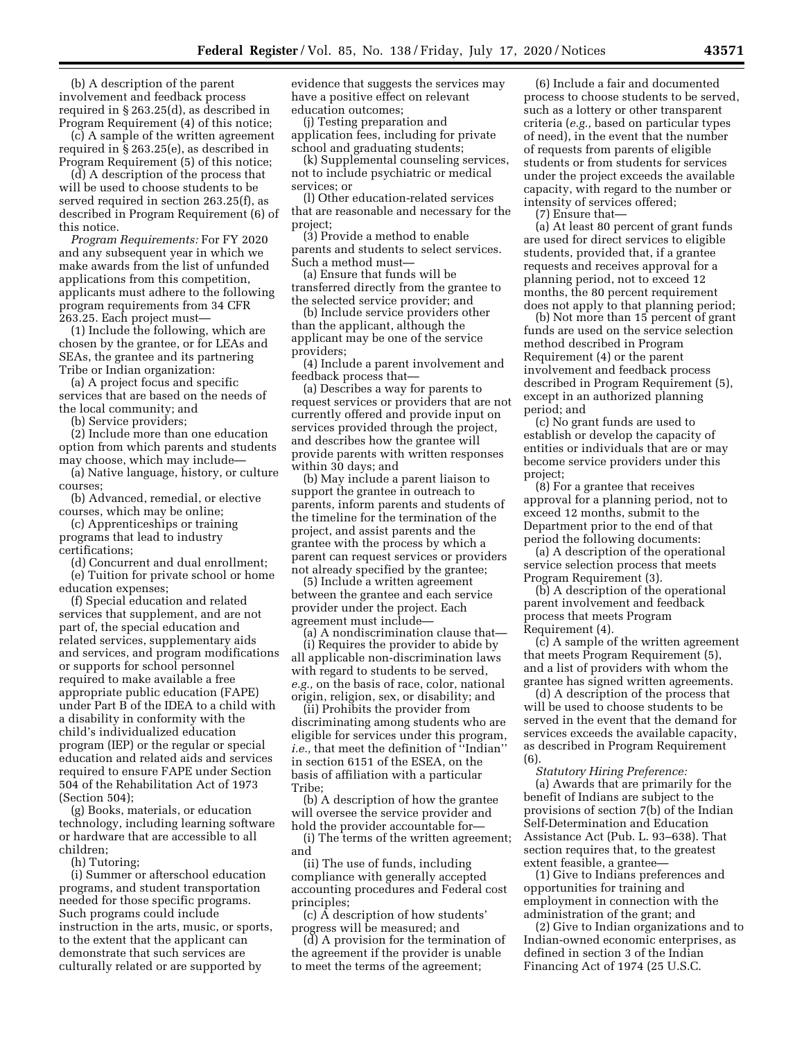(b) A description of the parent involvement and feedback process required in § 263.25(d), as described in Program Requirement (4) of this notice;

(c) A sample of the written agreement required in § 263.25(e), as described in Program Requirement (5) of this notice;

(d) A description of the process that will be used to choose students to be served required in section 263.25(f), as described in Program Requirement (6) of this notice.

*Program Requirements:* For FY 2020 and any subsequent year in which we make awards from the list of unfunded applications from this competition, applicants must adhere to the following program requirements from 34 CFR 263.25. Each project must—

(1) Include the following, which are chosen by the grantee, or for LEAs and SEAs, the grantee and its partnering Tribe or Indian organization:

(a) A project focus and specific services that are based on the needs of the local community; and

(b) Service providers;

(2) Include more than one education option from which parents and students may choose, which may include—

(a) Native language, history, or culture courses;

(b) Advanced, remedial, or elective courses, which may be online;

(c) Apprenticeships or training programs that lead to industry certifications;

(d) Concurrent and dual enrollment;

(e) Tuition for private school or home education expenses;

(f) Special education and related services that supplement, and are not part of, the special education and related services, supplementary aids and services, and program modifications or supports for school personnel required to make available a free appropriate public education (FAPE) under Part B of the IDEA to a child with a disability in conformity with the child's individualized education program (IEP) or the regular or special education and related aids and services required to ensure FAPE under Section 504 of the Rehabilitation Act of 1973 (Section 504);

(g) Books, materials, or education technology, including learning software or hardware that are accessible to all children;

(h) Tutoring;

(i) Summer or afterschool education programs, and student transportation needed for those specific programs. Such programs could include instruction in the arts, music, or sports, to the extent that the applicant can demonstrate that such services are culturally related or are supported by evidence that suggests the services may have a positive effect on relevant education outcomes;

(j) Testing preparation and application fees, including for private school and graduating students;

(k) Supplemental counseling services, not to include psychiatric or medical services; or

(l) Other education-related services that are reasonable and necessary for the project;

(3) Provide a method to enable parents and students to select services. Such a method must—

(a) Ensure that funds will be transferred directly from the grantee to the selected service provider; and

(b) Include service providers other than the applicant, although the applicant may be one of the service providers;

(4) Include a parent involvement and feedback process that—

(a) Describes a way for parents to request services or providers that are not currently offered and provide input on services provided through the project, and describes how the grantee will provide parents with written responses within 30 days; and

(b) May include a parent liaison to support the grantee in outreach to parents, inform parents and students of the timeline for the termination of the project, and assist parents and the grantee with the process by which a parent can request services or providers not already specified by the grantee;

(5) Include a written agreement between the grantee and each service provider under the project. Each agreement must include—

(a) A nondiscrimination clause that—

(i) Requires the provider to abide by all applicable non-discrimination laws with regard to students to be served, *e.g.,* on the basis of race, color, national origin, religion, sex, or disability; and

(ii) Prohibits the provider from discriminating among students who are eligible for services under this program, *i.e.,* that meet the definition of ''Indian'' in section 6151 of the ESEA, on the basis of affiliation with a particular Tribe;

(b) A description of how the grantee will oversee the service provider and hold the provider accountable for—

(i) The terms of the written agreement; and

(ii) The use of funds, including compliance with generally accepted accounting procedures and Federal cost principles;

(c) A description of how students' progress will be measured; and

(d) A provision for the termination of the agreement if the provider is unable to meet the terms of the agreement;

(6) Include a fair and documented process to choose students to be served, such as a lottery or other transparent criteria (*e.g.,* based on particular types of need), in the event that the number of requests from parents of eligible students or from students for services under the project exceeds the available capacity, with regard to the number or intensity of services offered;

(7) Ensure that—

(a) At least 80 percent of grant funds are used for direct services to eligible students, provided that, if a grantee requests and receives approval for a planning period, not to exceed 12 months, the 80 percent requirement does not apply to that planning period;

(b) Not more than 15 percent of grant funds are used on the service selection method described in Program Requirement (4) or the parent involvement and feedback process described in Program Requirement (5), except in an authorized planning period; and

(c) No grant funds are used to establish or develop the capacity of entities or individuals that are or may become service providers under this project;

(8) For a grantee that receives approval for a planning period, not to exceed 12 months, submit to the Department prior to the end of that period the following documents:

(a) A description of the operational service selection process that meets Program Requirement (3).

(b) A description of the operational parent involvement and feedback process that meets Program Requirement (4).

(c) A sample of the written agreement that meets Program Requirement (5), and a list of providers with whom the grantee has signed written agreements.

(d) A description of the process that will be used to choose students to be served in the event that the demand for services exceeds the available capacity, as described in Program Requirement (6).

*Statutory Hiring Preference:*

(a) Awards that are primarily for the benefit of Indians are subject to the provisions of section 7(b) of the Indian Self-Determination and Education Assistance Act (Pub. L. 93–638). That section requires that, to the greatest extent feasible, a grantee—

(1) Give to Indians preferences and opportunities for training and employment in connection with the administration of the grant; and

(2) Give to Indian organizations and to Indian-owned economic enterprises, as defined in section 3 of the Indian Financing Act of 1974 (25 U.S.C.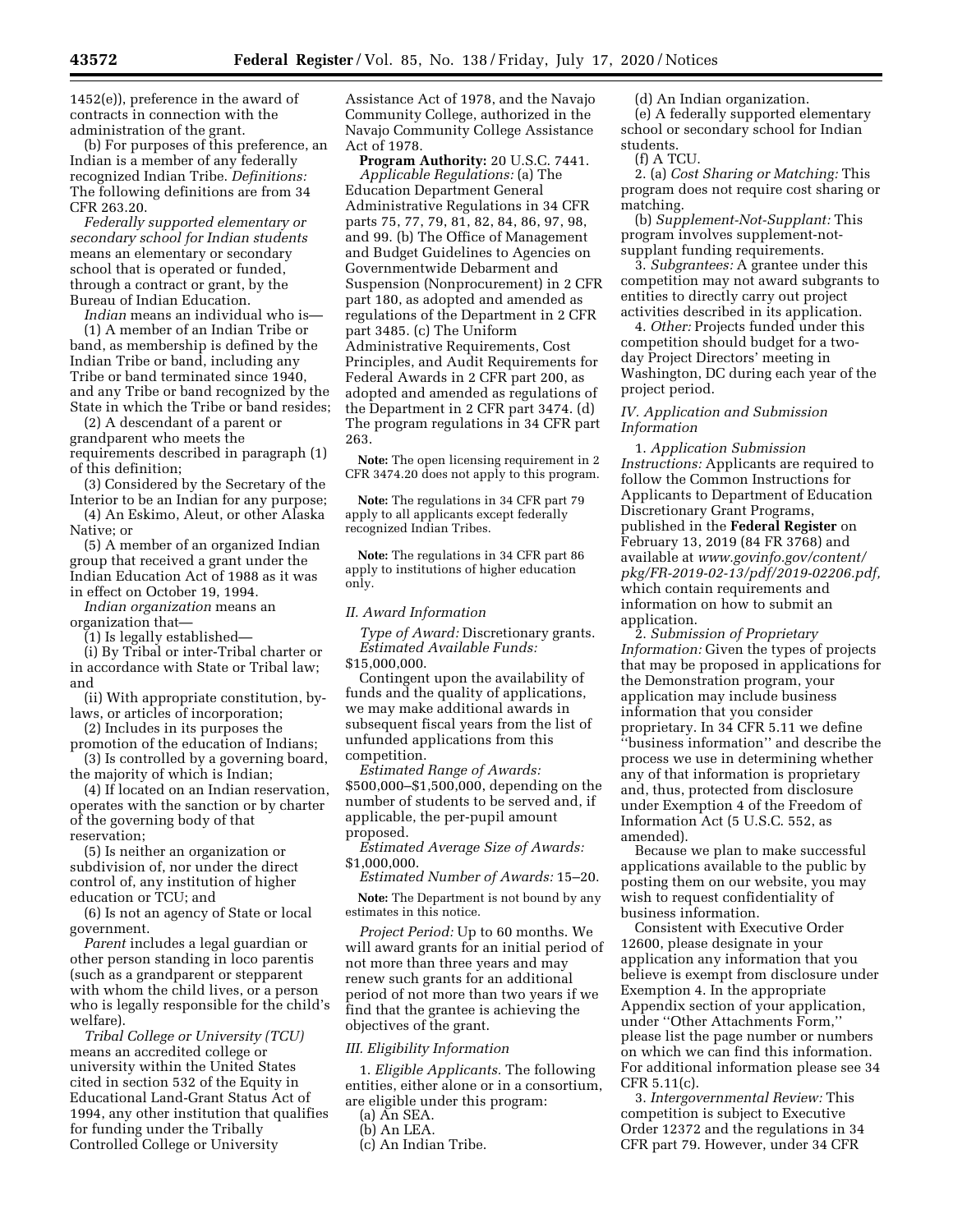1452(e)), preference in the award of contracts in connection with the administration of the grant.

(b) For purposes of this preference, an Indian is a member of any federally recognized Indian Tribe. *Definitions:* The following definitions are from 34 CFR 263.20.

*Federally supported elementary or secondary school for Indian students* means an elementary or secondary school that is operated or funded, through a contract or grant, by the Bureau of Indian Education.

*Indian* means an individual who is—

(1) A member of an Indian Tribe or band, as membership is defined by the Indian Tribe or band, including any Tribe or band terminated since 1940, and any Tribe or band recognized by the State in which the Tribe or band resides;

(2) A descendant of a parent or grandparent who meets the requirements described in paragraph (1) of this definition;

(3) Considered by the Secretary of the Interior to be an Indian for any purpose;

(4) An Eskimo, Aleut, or other Alaska Native; or

(5) A member of an organized Indian group that received a grant under the Indian Education Act of 1988 as it was in effect on October 19, 1994.

*Indian organization* means an organization that—

(1) Is legally established—

(i) By Tribal or inter-Tribal charter or in accordance with State or Tribal law; and

(ii) With appropriate constitution, by-laws, or articles of incorporation;

(2) Includes in its purposes the promotion of the education of Indians;

(3) Is controlled by a governing board, the majority of which is Indian;

(4) If located on an Indian reservation, operates with the sanction or by charter of the governing body of that reservation;

(5) Is neither an organization or subdivision of, nor under the direct control of, any institution of higher education or TCU; and

(6) Is not an agency of State or local government.

*Parent* includes a legal guardian or other person standing in loco parentis (such as a grandparent or stepparent with whom the child lives, or a person who is legally responsible for the child's welfare).

*Tribal College or University (TCU)* means an accredited college or university within the United States cited in section 532 of the Equity in Educational Land-Grant Status Act of 1994, any other institution that qualifies for funding under the Tribally Controlled College or University Assistance Act of 1978, and the Navajo Community College, authorized in the Navajo Community College Assistance Act of 1978.

**Program Authority:** 20 U.S.C. 7441.

*Applicable Regulations:* (a) The Education Department General Administrative Regulations in 34 CFR parts 75, 77, 79, 81, 82, 84, 86, 97, 98, and 99. (b) The Office of Management and Budget Guidelines to Agencies on Governmentwide Debarment and Suspension (Nonprocurement) in 2 CFR part 180, as adopted and amended as regulations of the Department in 2 CFR part 3485. (c) The Uniform Administrative Requirements, Cost Principles, and Audit Requirements for Federal Awards in 2 CFR part 200, as adopted and amended as regulations of the Department in 2 CFR part 3474. (d) The program regulations in 34 CFR part 263.

**Note:** The open licensing requirement in 2 CFR 3474.20 does not apply to this program.

**Note:** The regulations in 34 CFR part 79 apply to all applicants except federally recognized Indian Tribes.

**Note:** The regulations in 34 CFR part 86 apply to institutions of higher education only.

## II. Award Information

*Type of Award:* Discretionary grants.

*Estimated Available Funds:* $15,000,000.

Contingent upon the availability of funds and the quality of applications, we may make additional awards in subsequent fiscal years from the list of unfunded applications from this competition.

*Estimated Range of Awards:* $500,000–$1,500,000, depending on the number of students to be served and, if applicable, the per-pupil amount proposed.

*Estimated Average Size of Awards:* $1,000,000.

*Estimated Number of Awards:* 15–20.

**Note:** The Department is not bound by any estimates in this notice.

*Project Period:* Up to 60 months. We will award grants for an initial period of not more than three years and may renew such grants for an additional period of not more than two years if we find that the grantee is achieving the objectives of the grant.

## III. Eligibility Information

1. *Eligible Applicants.* The following entities, either alone or in a consortium, are eligible under this program:

(a) An SEA.

(b) An LEA.

(c) An Indian Tribe.

(d) An Indian organization.

(e) A federally supported elementary school or secondary school for Indian students.

(f) A TCU.

2. (a) *Cost Sharing or Matching:* This program does not require cost sharing or matching.

(b) *Supplement-Not-Supplant:* This program involves supplement-not-supplant funding requirements.

3. *Subgrantees:* A grantee under this competition may not award subgrants to entities to directly carry out project activities described in its application.

4. *Other:* Projects funded under this competition should budget for a two-day Project Directors' meeting in Washington, DC during each year of the project period.

## IV. Application and Submission Information

1. *Application Submission Instructions:* Applicants are required to follow the Common Instructions for Applicants to Department of Education Discretionary Grant Programs, published in the **Federal Register** on February 13, 2019 (84 FR 3768) and available at *www.govinfo.gov/content/pkg/FR-2019-02-13/pdf/2019-02206.pdf,* which contain requirements and information on how to submit an application.

2. *Submission of Proprietary Information:* Given the types of projects that may be proposed in applications for the Demonstration program, your application may include business information that you consider proprietary. In 34 CFR 5.11 we define "business information" and describe the process we use in determining whether any of that information is proprietary and, thus, protected from disclosure under Exemption 4 of the Freedom of Information Act (5 U.S.C. 552, as amended).

Because we plan to make successful applications available to the public by posting them on our website, you may wish to request confidentiality of business information.

Consistent with Executive Order 12600, please designate in your application any information that you believe is exempt from disclosure under Exemption 4. In the appropriate Appendix section of your application, under "Other Attachments Form," please list the page number or numbers on which we can find this information. For additional information please see 34 CFR 5.11(c).

3. *Intergovernmental Review:* This competition is subject to Executive Order 12372 and the regulations in 34 CFR part 79. However, under 34 CFR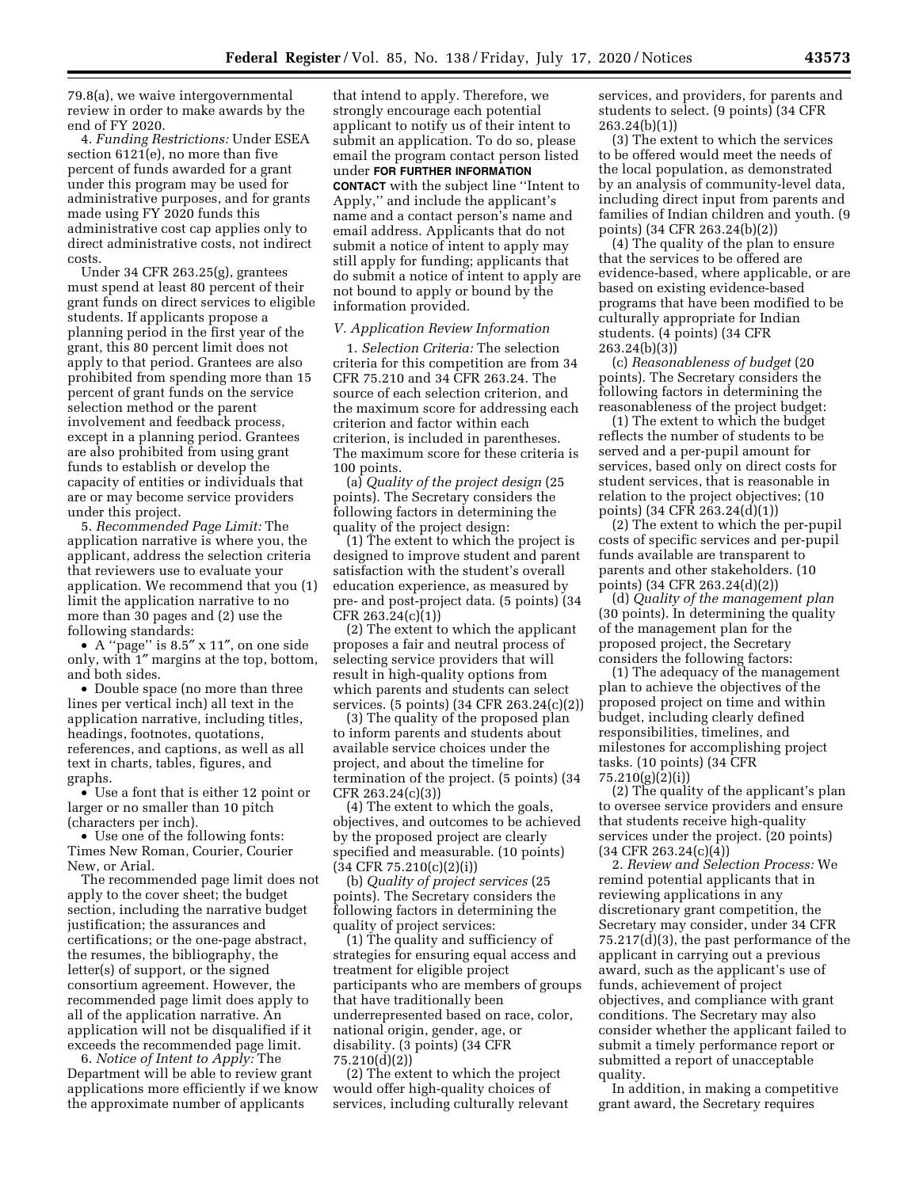79.8(a), we waive intergovernmental review in order to make awards by the end of FY 2020.

4. *Funding Restrictions:* Under ESEA section 6121(e), no more than five percent of funds awarded for a grant under this program may be used for administrative purposes, and for grants made using FY 2020 funds this administrative cost cap applies only to direct administrative costs, not indirect costs.

Under 34 CFR 263.25(g), grantees must spend at least 80 percent of their grant funds on direct services to eligible students. If applicants propose a planning period in the first year of the grant, this 80 percent limit does not apply to that period. Grantees are also prohibited from spending more than 15 percent of grant funds on the service selection method or the parent involvement and feedback process, except in a planning period. Grantees are also prohibited from using grant funds to establish or develop the capacity of entities or individuals that are or may become service providers under this project.

5. *Recommended Page Limit:* The application narrative is where you, the applicant, address the selection criteria that reviewers use to evaluate your application. We recommend that you (1) limit the application narrative to no more than 30 pages and (2) use the following standards:

- A ''page'' is 8.5″ x 11″, on one side only, with 1″ margins at the top, bottom, and both sides.
- Double space (no more than three lines per vertical inch) all text in the application narrative, including titles, headings, footnotes, quotations, references, and captions, as well as all text in charts, tables, figures, and graphs.
- Use a font that is either 12 point or larger or no smaller than 10 pitch (characters per inch).
- Use one of the following fonts: Times New Roman, Courier, Courier New, or Arial.

The recommended page limit does not apply to the cover sheet; the budget section, including the narrative budget justification; the assurances and certifications; or the one-page abstract, the resumes, the bibliography, the letter(s) of support, or the signed consortium agreement. However, the recommended page limit does apply to all of the application narrative. An application will not be disqualified if it exceeds the recommended page limit.

6. *Notice of Intent to Apply:* The Department will be able to review grant applications more efficiently if we know the approximate number of applicants that intend to apply. Therefore, we strongly encourage each potential applicant to notify us of their intent to submit an application. To do so, please email the program contact person listed under **FOR FURTHER INFORMATION CONTACT** with the subject line ''Intent to Apply,'' and include the applicant's name and a contact person's name and email address. Applicants that do not submit a notice of intent to apply may still apply for funding; applicants that do submit a notice of intent to apply are not bound to apply or bound by the information provided.

## V. Application Review Information

1. *Selection Criteria:* The selection criteria for this competition are from 34 CFR 75.210 and 34 CFR 263.24. The source of each selection criterion, and the maximum score for addressing each criterion and factor within each criterion, is included in parentheses. The maximum score for these criteria is 100 points.

(a) *Quality of the project design* (25 points). The Secretary considers the following factors in determining the quality of the project design:

(1) The extent to which the project is designed to improve student and parent satisfaction with the student's overall education experience, as measured by pre- and post-project data. (5 points) (34 CFR 263.24(c)(1))

(2) The extent to which the applicant proposes a fair and neutral process of selecting service providers that will result in high-quality options from which parents and students can select services. (5 points) (34 CFR 263.24(c)(2))

(3) The quality of the proposed plan to inform parents and students about available service choices under the project, and about the timeline for termination of the project. (5 points) (34 CFR 263.24(c)(3))

(4) The extent to which the goals, objectives, and outcomes to be achieved by the proposed project are clearly specified and measurable. (10 points) (34 CFR 75.210(c)(2)(i))

(b) *Quality of project services* (25 points). The Secretary considers the following factors in determining the quality of project services:

(1) The quality and sufficiency of strategies for ensuring equal access and treatment for eligible project participants who are members of groups that have traditionally been underrepresented based on race, color, national origin, gender, age, or disability. (3 points) (34 CFR 75.210(d)(2))

(2) The extent to which the project would offer high-quality choices of services, including culturally relevant services, and providers, for parents and students to select. (9 points) (34 CFR 263.24(b)(1))

(3) The extent to which the services to be offered would meet the needs of the local population, as demonstrated by an analysis of community-level data, including direct input from parents and families of Indian children and youth. (9 points) (34 CFR 263.24(b)(2))

(4) The quality of the plan to ensure that the services to be offered are evidence-based, where applicable, or are based on existing evidence-based programs that have been modified to be culturally appropriate for Indian students. (4 points) (34 CFR 263.24(b)(3))

(c) *Reasonableness of budget* (20 points). The Secretary considers the following factors in determining the reasonableness of the project budget:

(1) The extent to which the budget reflects the number of students to be served and a per-pupil amount for services, based only on direct costs for student services, that is reasonable in relation to the project objectives; (10 points) (34 CFR 263.24(d)(1))

(2) The extent to which the per-pupil costs of specific services and per-pupil funds available are transparent to parents and other stakeholders. (10 points) (34 CFR 263.24(d)(2))

(d) *Quality of the management plan* (30 points). In determining the quality of the management plan for the proposed project, the Secretary considers the following factors:

(1) The adequacy of the management plan to achieve the objectives of the proposed project on time and within budget, including clearly defined responsibilities, timelines, and milestones for accomplishing project tasks. (10 points) (34 CFR 75.210(g)(2)(i))

(2) The quality of the applicant's plan to oversee service providers and ensure that students receive high-quality services under the project. (20 points) (34 CFR 263.24(c)(4))

2. *Review and Selection Process:* We remind potential applicants that in reviewing applications in any discretionary grant competition, the Secretary may consider, under 34 CFR 75.217(d)(3), the past performance of the applicant in carrying out a previous award, such as the applicant's use of funds, achievement of project objectives, and compliance with grant conditions. The Secretary may also consider whether the applicant failed to submit a timely performance report or submitted a report of unacceptable quality.

In addition, in making a competitive grant award, the Secretary requires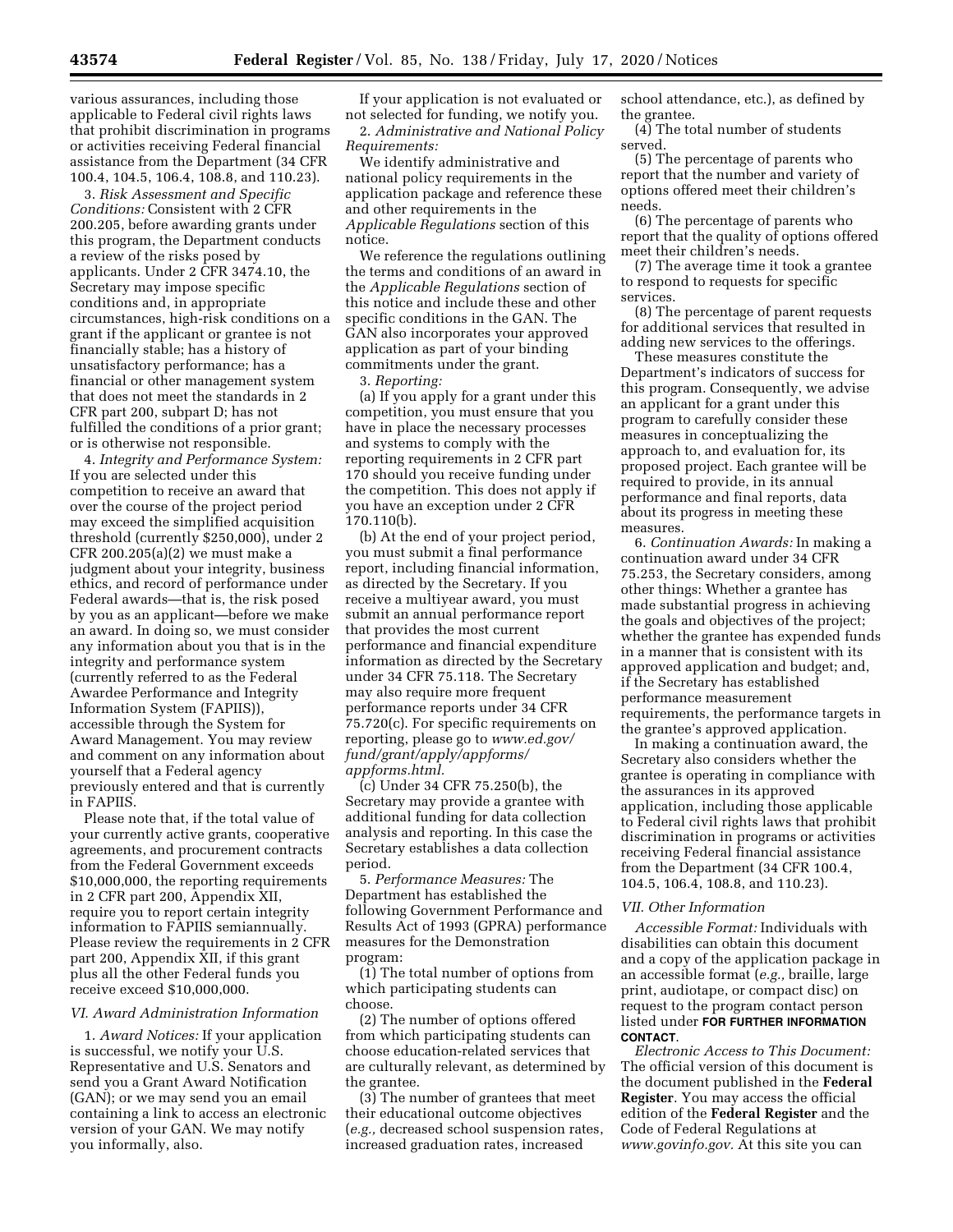various assurances, including those applicable to Federal civil rights laws that prohibit discrimination in programs or activities receiving Federal financial assistance from the Department (34 CFR 100.4, 104.5, 106.4, 108.8, and 110.23).

3. *Risk Assessment and Specific Conditions:* Consistent with 2 CFR 200.205, before awarding grants under this program, the Department conducts a review of the risks posed by applicants. Under 2 CFR 3474.10, the Secretary may impose specific conditions and, in appropriate circumstances, high-risk conditions on a grant if the applicant or grantee is not financially stable; has a history of unsatisfactory performance; has a financial or other management system that does not meet the standards in 2 CFR part 200, subpart D; has not fulfilled the conditions of a prior grant; or is otherwise not responsible.

4. *Integrity and Performance System:* If you are selected under this competition to receive an award that over the course of the project period may exceed the simplified acquisition threshold (currently $250,000), under 2 CFR 200.205(a)(2) we must make a judgment about your integrity, business ethics, and record of performance under Federal awards—that is, the risk posed by you as an applicant—before we make an award. In doing so, we must consider any information about you that is in the integrity and performance system (currently referred to as the Federal Awardee Performance and Integrity Information System (FAPIIS)), accessible through the System for Award Management. You may review and comment on any information about yourself that a Federal agency previously entered and that is currently in FAPIIS.

Please note that, if the total value of your currently active grants, cooperative agreements, and procurement contracts from the Federal Government exceeds $10,000,000, the reporting requirements in 2 CFR part 200, Appendix XII, require you to report certain integrity information to FAPIIS semiannually. Please review the requirements in 2 CFR part 200, Appendix XII, if this grant plus all the other Federal funds you receive exceed $10,000,000.

### VI. Award Administration Information

1. *Award Notices:* If your application is successful, we notify your U.S. Representative and U.S. Senators and send you a Grant Award Notification (GAN); or we may send you an email containing a link to access an electronic version of your GAN. We may notify you informally, also.

If your application is not evaluated or not selected for funding, we notify you.

2. *Administrative and National Policy Requirements:*

We identify administrative and national policy requirements in the application package and reference these and other requirements in the *Applicable Regulations* section of this notice.

We reference the regulations outlining the terms and conditions of an award in the *Applicable Regulations* section of this notice and include these and other specific conditions in the GAN. The GAN also incorporates your approved application as part of your binding commitments under the grant.

3. *Reporting:*

(a) If you apply for a grant under this competition, you must ensure that you have in place the necessary processes and systems to comply with the reporting requirements in 2 CFR part 170 should you receive funding under the competition. This does not apply if you have an exception under 2 CFR 170.110(b).

(b) At the end of your project period, you must submit a final performance report, including financial information, as directed by the Secretary. If you receive a multiyear award, you must submit an annual performance report that provides the most current performance and financial expenditure information as directed by the Secretary under 34 CFR 75.118. The Secretary may also require more frequent performance reports under 34 CFR 75.720(c). For specific requirements on reporting, please go to *www.ed.gov/fund/grant/apply/appforms/appforms.html.*

(c) Under 34 CFR 75.250(b), the Secretary may provide a grantee with additional funding for data collection analysis and reporting. In this case the Secretary establishes a data collection period.

5. *Performance Measures:* The Department has established the following Government Performance and Results Act of 1993 (GPRA) performance measures for the Demonstration program:

(1) The total number of options from which participating students can choose.

(2) The number of options offered from which participating students can choose education-related services that are culturally relevant, as determined by the grantee.

(3) The number of grantees that meet their educational outcome objectives (*e.g.,* decreased school suspension rates, increased graduation rates, increased school attendance, etc.), as defined by the grantee.

(4) The total number of students served.

(5) The percentage of parents who report that the number and variety of options offered meet their children's needs.

(6) The percentage of parents who report that the quality of options offered meet their children's needs.

(7) The average time it took a grantee to respond to requests for specific services.

(8) The percentage of parent requests for additional services that resulted in adding new services to the offerings.

These measures constitute the Department's indicators of success for this program. Consequently, we advise an applicant for a grant under this program to carefully consider these measures in conceptualizing the approach to, and evaluation for, its proposed project. Each grantee will be required to provide, in its annual performance and final reports, data about its progress in meeting these measures.

6. *Continuation Awards:* In making a continuation award under 34 CFR 75.253, the Secretary considers, among other things: Whether a grantee has made substantial progress in achieving the goals and objectives of the project; whether the grantee has expended funds in a manner that is consistent with its approved application and budget; and, if the Secretary has established performance measurement requirements, the performance targets in the grantee's approved application.

In making a continuation award, the Secretary also considers whether the grantee is operating in compliance with the assurances in its approved application, including those applicable to Federal civil rights laws that prohibit discrimination in programs or activities receiving Federal financial assistance from the Department (34 CFR 100.4, 104.5, 106.4, 108.8, and 110.23).

### VII. Other Information

*Accessible Format:* Individuals with disabilities can obtain this document and a copy of the application package in an accessible format (*e.g.,* braille, large print, audiotape, or compact disc) on request to the program contact person listed under **FOR FURTHER INFORMATION CONTACT**.

*Electronic Access to This Document:* The official version of this document is the document published in the **Federal Register**. You may access the official edition of the **Federal Register** and the Code of Federal Regulations at *www.govinfo.gov.* At this site you can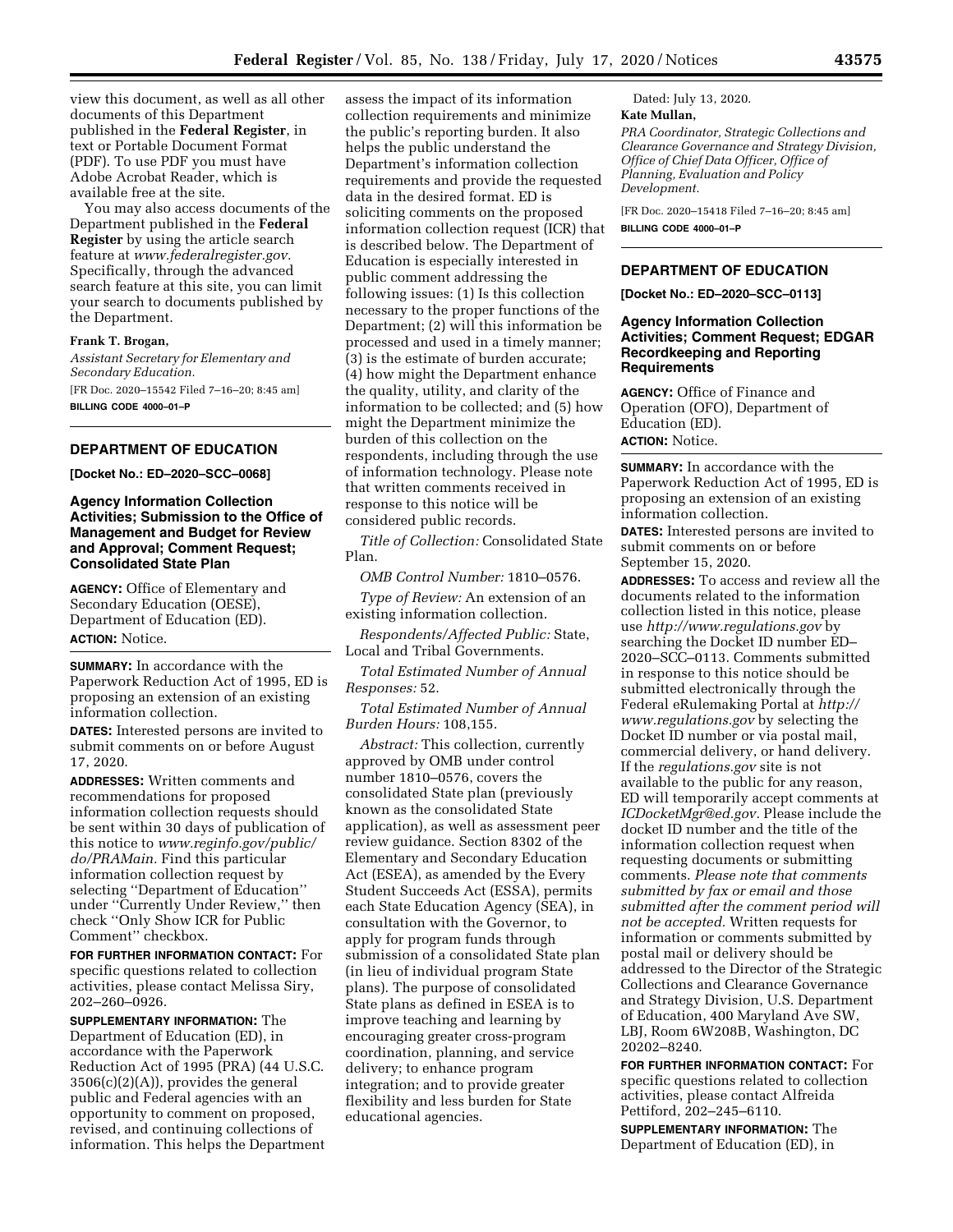view this document, as well as all other documents of this Department published in the **Federal Register**, in text or Portable Document Format (PDF). To use PDF you must have Adobe Acrobat Reader, which is available free at the site.

You may also access documents of the Department published in the **Federal Register** by using the article search feature at *www.federalregister.gov.* Specifically, through the advanced search feature at this site, you can limit your search to documents published by the Department.

**Frank T. Brogan,**

*Assistant Secretary for Elementary and Secondary Education.*

[FR Doc. 2020–15542 Filed 7–16–20; 8:45 am]

**BILLING CODE 4000–01–P**

## DEPARTMENT OF EDUCATION

**[Docket No.: ED–2020–SCC–0068]**

### Agency Information Collection Activities; Submission to the Office of Management and Budget for Review and Approval; Comment Request; Consolidated State Plan

**AGENCY:** Office of Elementary and Secondary Education (OESE), Department of Education (ED).

**ACTION:** Notice.

**SUMMARY:** In accordance with the Paperwork Reduction Act of 1995, ED is proposing an extension of an existing information collection.

**DATES:** Interested persons are invited to submit comments on or before August 17, 2020.

**ADDRESSES:** Written comments and recommendations for proposed information collection requests should be sent within 30 days of publication of this notice to *www.reginfo.gov/public/do/PRAMain.* Find this particular information collection request by selecting ''Department of Education'' under ''Currently Under Review,'' then check ''Only Show ICR for Public Comment'' checkbox.

**FOR FURTHER INFORMATION CONTACT:** For specific questions related to collection activities, please contact Melissa Siry, 202–260–0926.

**SUPPLEMENTARY INFORMATION:** The Department of Education (ED), in accordance with the Paperwork Reduction Act of 1995 (PRA) (44 U.S.C. 3506(c)(2)(A)), provides the general public and Federal agencies with an opportunity to comment on proposed, revised, and continuing collections of information. This helps the Department assess the impact of its information collection requirements and minimize the public's reporting burden. It also helps the public understand the Department's information collection requirements and provide the requested data in the desired format. ED is soliciting comments on the proposed information collection request (ICR) that is described below. The Department of Education is especially interested in public comment addressing the following issues: (1) Is this collection necessary to the proper functions of the Department; (2) will this information be processed and used in a timely manner; (3) is the estimate of burden accurate; (4) how might the Department enhance the quality, utility, and clarity of the information to be collected; and (5) how might the Department minimize the burden of this collection on the respondents, including through the use of information technology. Please note that written comments received in response to this notice will be considered public records.

*Title of Collection:* Consolidated State Plan.

*OMB Control Number:* 1810–0576.

*Type of Review:* An extension of an existing information collection.

*Respondents/Affected Public:* State, Local and Tribal Governments.

*Total Estimated Number of Annual Responses:* 52.

*Total Estimated Number of Annual Burden Hours:* 108,155.

*Abstract:* This collection, currently approved by OMB under control number 1810–0576, covers the consolidated State plan (previously known as the consolidated State application), as well as assessment peer review guidance. Section 8302 of the Elementary and Secondary Education Act (ESEA), as amended by the Every Student Succeeds Act (ESSA), permits each State Education Agency (SEA), in consultation with the Governor, to apply for program funds through submission of a consolidated State plan (in lieu of individual program State plans). The purpose of consolidated State plans as defined in ESEA is to improve teaching and learning by encouraging greater cross-program coordination, planning, and service delivery; to enhance program integration; and to provide greater flexibility and less burden for State educational agencies.

Dated: July 13, 2020.

**Kate Mullan,**

*PRA Coordinator, Strategic Collections and Clearance Governance and Strategy Division, Office of Chief Data Officer, Office of Planning, Evaluation and Policy Development.*

[FR Doc. 2020–15418 Filed 7–16–20; 8:45 am]

**BILLING CODE 4000–01–P**

## DEPARTMENT OF EDUCATION

**[Docket No.: ED–2020–SCC–0113]**

### Agency Information Collection Activities; Comment Request; EDGAR Recordkeeping and Reporting Requirements

**AGENCY:** Office of Finance and Operation (OFO), Department of Education (ED).

**ACTION:** Notice.

**SUMMARY:** In accordance with the Paperwork Reduction Act of 1995, ED is proposing an extension of an existing information collection.

**DATES:** Interested persons are invited to submit comments on or before September 15, 2020.

**ADDRESSES:** To access and review all the documents related to the information collection listed in this notice, please use *http://www.regulations.gov* by searching the Docket ID number ED–2020–SCC–0113. Comments submitted in response to this notice should be submitted electronically through the Federal eRulemaking Portal at *http://www.regulations.gov* by selecting the Docket ID number or via postal mail, commercial delivery, or hand delivery. If the *regulations.gov* site is not available to the public for any reason, ED will temporarily accept comments at *ICDocketMgr@ed.gov.* Please include the docket ID number and the title of the information collection request when requesting documents or submitting comments. *Please note that comments submitted by fax or email and those submitted after the comment period will not be accepted.* Written requests for information or comments submitted by postal mail or delivery should be addressed to the Director of the Strategic Collections and Clearance Governance and Strategy Division, U.S. Department of Education, 400 Maryland Ave SW, LBJ, Room 6W208B, Washington, DC 20202–8240.

**FOR FURTHER INFORMATION CONTACT:** For specific questions related to collection activities, please contact Alfreida Pettiford, 202–245–6110.

**SUPPLEMENTARY INFORMATION:** The Department of Education (ED), in